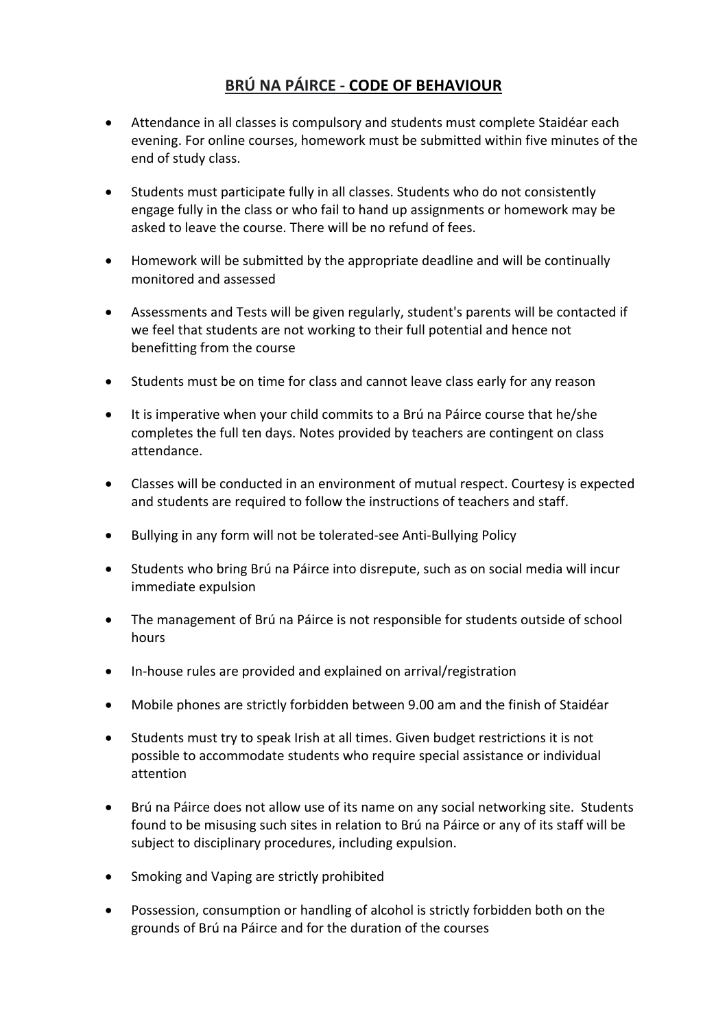# **BRÚ NA PÁIRCE - CODE OF BEHAVIOUR**

- Attendance in all classes is compulsory and students must complete Staidéar each evening. For online courses, homework must be submitted within five minutes of the end of study class.
- Students must participate fully in all classes. Students who do not consistently engage fully in the class or who fail to hand up assignments or homework may be asked to leave the course. There will be no refund of fees.
- Homework will be submitted by the appropriate deadline and will be continually monitored and assessed
- Assessments and Tests will be given regularly, student's parents will be contacted if we feel that students are not working to their full potential and hence not benefitting from the course
- Students must be on time for class and cannot leave class early for any reason
- It is imperative when your child commits to a Brú na Páirce course that he/she completes the full ten days. Notes provided by teachers are contingent on class attendance.
- Classes will be conducted in an environment of mutual respect. Courtesy is expected and students are required to follow the instructions of teachers and staff.
- Bullying in any form will not be tolerated-see Anti-Bullying Policy
- Students who bring Brú na Páirce into disrepute, such as on social media will incur immediate expulsion
- The management of Brú na Páirce is not responsible for students outside of school hours
- In-house rules are provided and explained on arrival/registration
- Mobile phones are strictly forbidden between 9.00 am and the finish of Staidéar
- Students must try to speak Irish at all times. Given budget restrictions it is not possible to accommodate students who require special assistance or individual attention
- Brú na Páirce does not allow use of its name on any social networking site. Students found to be misusing such sites in relation to Brú na Páirce or any of its staff will be subject to disciplinary procedures, including expulsion.
- Smoking and Vaping are strictly prohibited
- Possession, consumption or handling of alcohol is strictly forbidden both on the grounds of Brú na Páirce and for the duration of the courses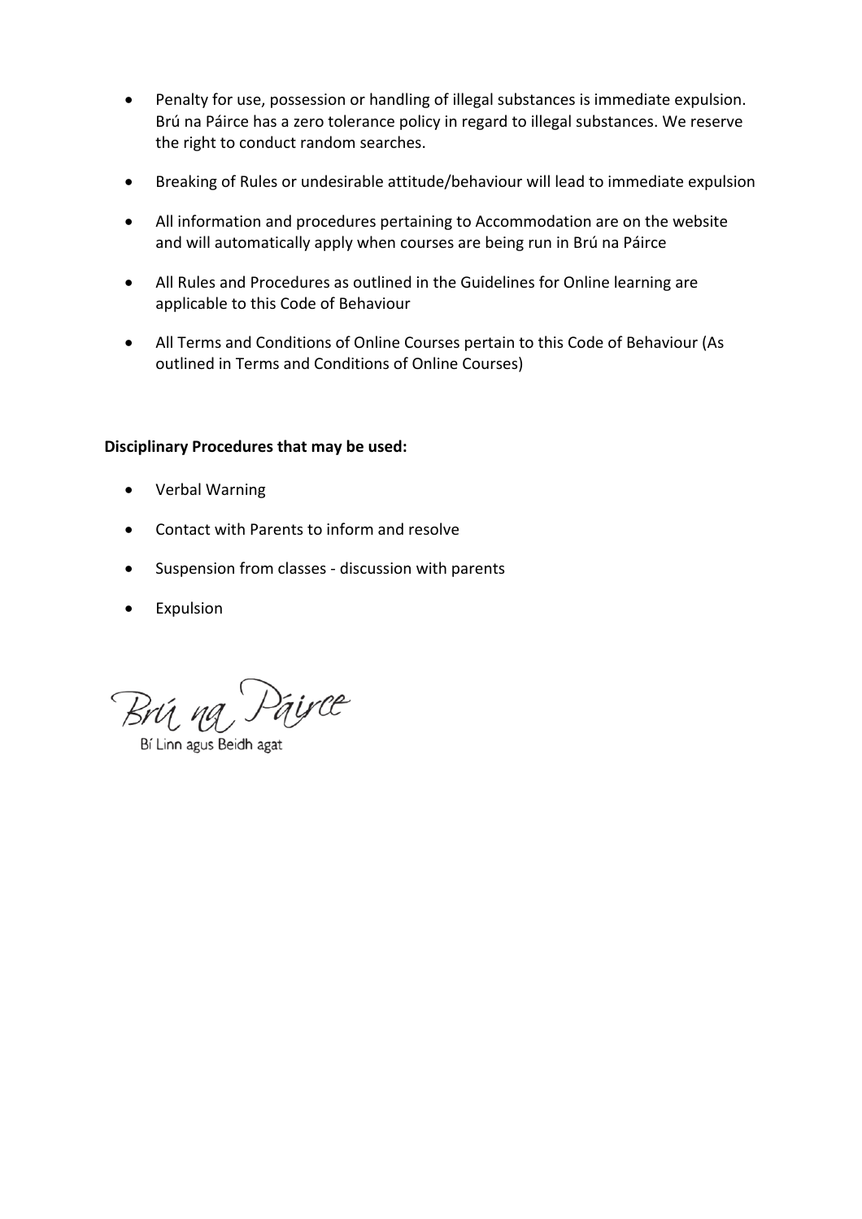- Penalty for use, possession or handling of illegal substances is immediate expulsion. Brú na Páirce has a zero tolerance policy in regard to illegal substances. We reserve the right to conduct random searches.
- Breaking of Rules or undesirable attitude/behaviour will lead to immediate expulsion
- All information and procedures pertaining to Accommodation are on the website and will automatically apply when courses are being run in Brú na Páirce
- All Rules and Procedures as outlined in the Guidelines for Online learning are applicable to this Code of Behaviour
- All Terms and Conditions of Online Courses pertain to this Code of Behaviour (As outlined in Terms and Conditions of Online Courses)

**Disciplinary Procedures that may be used:**

- Verbal Warning
- Contact with Parents to inform and resolve
- Suspension from classes - discussion with parents
- Expulsion

Brú na Páirce

Bí Linn agus Beidh agat